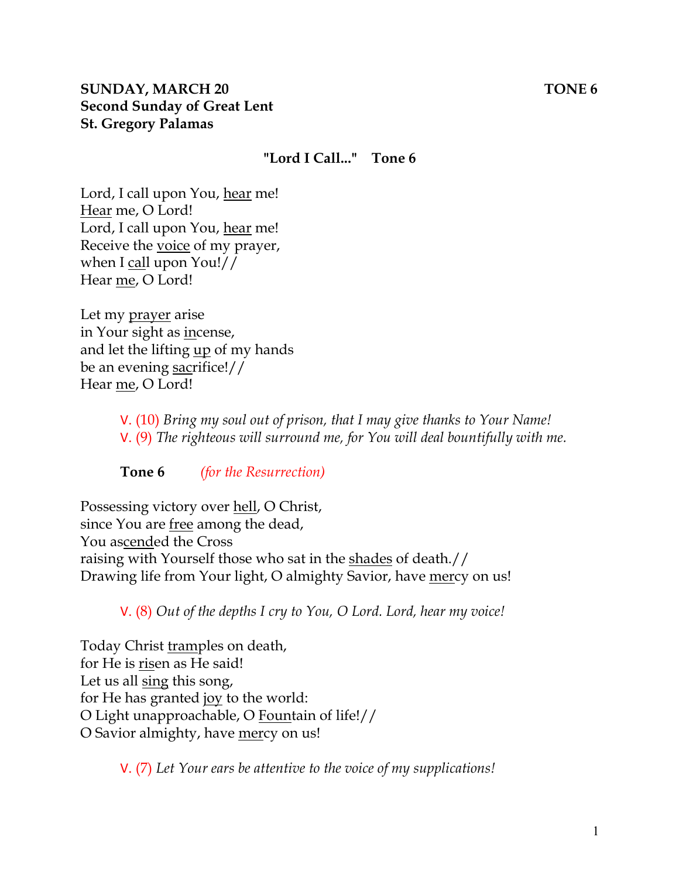**SUNDAY, MARCH 20** **TONE 6**
**Second Sunday of Great Lent**
**St. Gregory Palamas**

**"Lord I Call..." Tone 6**

Lord, I call upon You, <u>hear</u> me!
<u>Hear</u> me, O Lord!
Lord, I call upon You, <u>hear</u> me!
Receive the <u>voice</u> of my prayer,
when I <u>call</u> upon You!//
Hear <u>me</u>, O Lord!

Let my <u>prayer</u> arise
in Your sight as <u>in</u>cense,
and let the lifting <u>up</u> of my hands
be an evening <u>sac</u>rifice!//
Hear <u>me</u>, O Lord!

V. (10) *Bring my soul out of prison, that I may give thanks to Your Name!*
V. (9) *The righteous will surround me, for You will deal bountifully with me.*

**Tone 6** *(for the Resurrection)*

Possessing victory over <u>hell</u>, O Christ,
since You are <u>free</u> among the dead,
You as<u>cend</u>ed the Cross
raising with Yourself those who sat in the <u>shades</u> of death.//
Drawing life from Your light, O almighty Savior, have <u>mer</u>cy on us!

V. (8) *Out of the depths I cry to You, O Lord. Lord, hear my voice!*

Today Christ <u>tram</u>ples on death,
for He is <u>ris</u>en as He said!
Let us all <u>sing</u> this song,
for He has granted <u>joy</u> to the world:
O Light unapproachable, O <u>Foun</u>tain of life!//
O Savior almighty, have <u>mer</u>cy on us!

V. (7) *Let Your ears be attentive to the voice of my supplications!*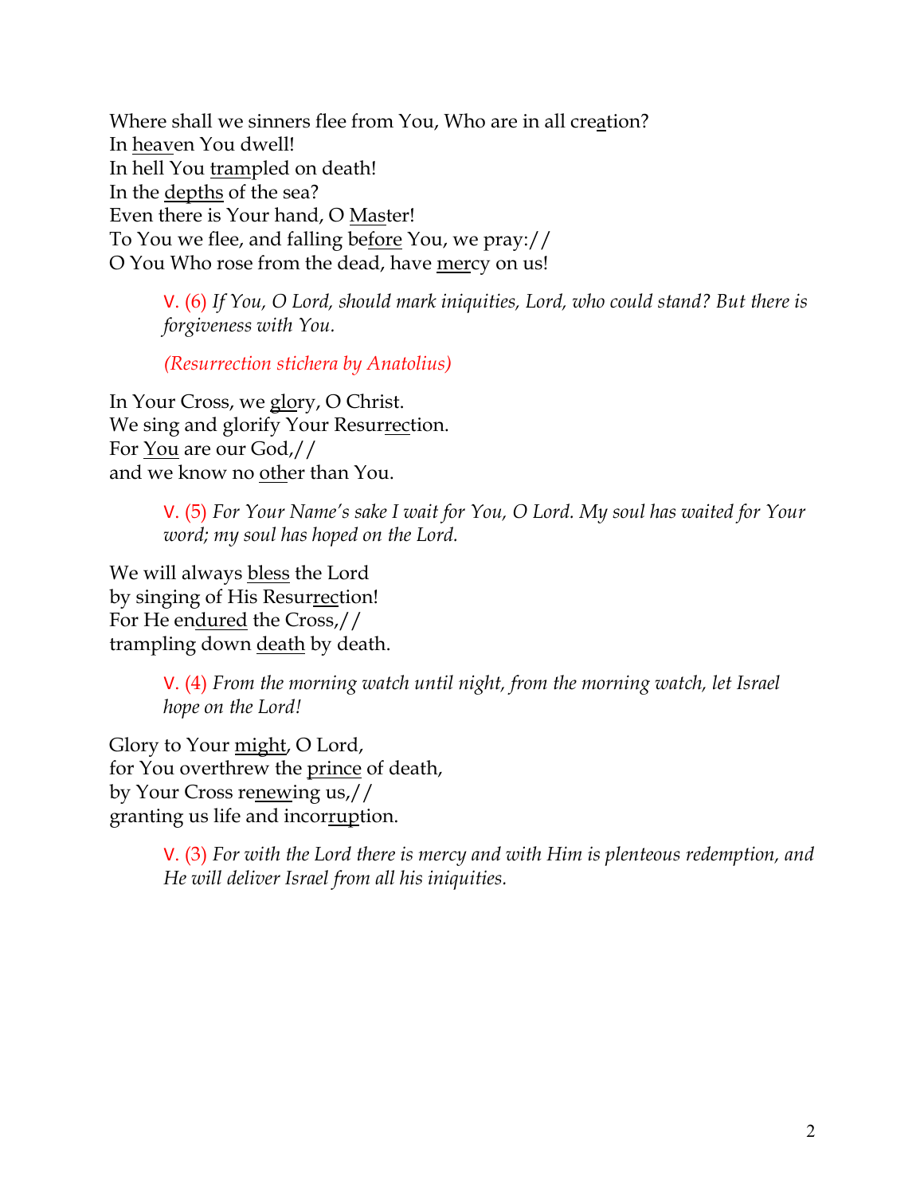Where shall we sinners flee from You, Who are in all creation?
In heaven You dwell!
In hell You trampled on death!
In the depths of the sea?
Even there is Your hand, O Master!
To You we flee, and falling before You, we pray://
O You Who rose from the dead, have mercy on us!

> V. (6) *If You, O Lord, should mark iniquities, Lord, who could stand? But there is forgiveness with You.*
>
> *(Resurrection stichera by Anatolius)*

In Your Cross, we glory, O Christ.
We sing and glorify Your Resurrection.
For You are our God,//
and we know no other than You.

> V. (5) *For Your Name's sake I wait for You, O Lord. My soul has waited for Your word; my soul has hoped on the Lord.*

We will always bless the Lord
by singing of His Resurrection!
For He endured the Cross,//
trampling down death by death.

> V. (4) *From the morning watch until night, from the morning watch, let Israel hope on the Lord!*

Glory to Your might, O Lord,
for You overthrew the prince of death,
by Your Cross renewing us,//
granting us life and incorruption.

> V. (3) *For with the Lord there is mercy and with Him is plenteous redemption, and He will deliver Israel from all his iniquities.*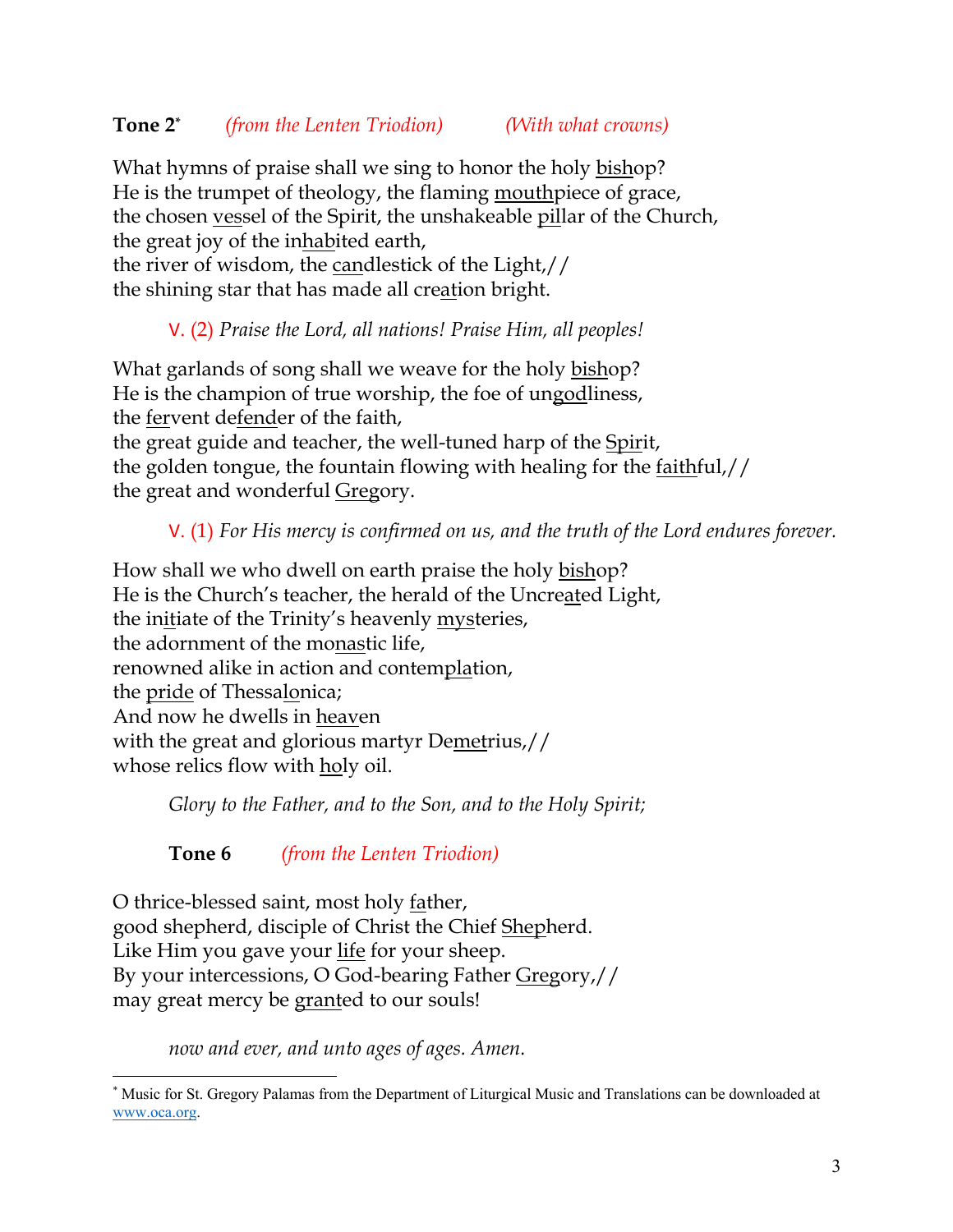**Tone 2**[*] *(from the Lenten Triodion)* *(With what crowns)*

What hymns of praise shall we sing to honor the holy bishop?
He is the trumpet of theology, the flaming mouthpiece of grace,
the chosen vessel of the Spirit, the unshakeable pillar of the Church,
the great joy of the inhabited earth,
the river of wisdom, the candlestick of the Light,//
the shining star that has made all creation bright.

> V. (2) *Praise the Lord, all nations! Praise Him, all peoples!*

What garlands of song shall we weave for the holy bishop?
He is the champion of true worship, the foe of ungodliness,
the fervent defender of the faith,
the great guide and teacher, the well-tuned harp of the Spirit,
the golden tongue, the fountain flowing with healing for the faithful,//
the great and wonderful Gregory.

> V. (1) *For His mercy is confirmed on us, and the truth of the Lord endures forever.*

How shall we who dwell on earth praise the holy bishop?
He is the Church's teacher, the herald of the Uncreated Light,
the initiate of the Trinity's heavenly mysteries,
the adornment of the monastic life,
renowned alike in action and contemplation,
the pride of Thessalonica;
And now he dwells in heaven
with the great and glorious martyr Demetrius,//
whose relics flow with holy oil.

> *Glory to the Father, and to the Son, and to the Holy Spirit;*

> **Tone 6** *(from the Lenten Triodion)*

O thrice-blessed saint, most holy father,
good shepherd, disciple of Christ the Chief Shepherd.
Like Him you gave your life for your sheep.
By your intercessions, O God-bearing Father Gregory,//
may great mercy be granted to our souls!

> *now and ever, and unto ages of ages. Amen.*

---

[*] Music for St. Gregory Palamas from the Department of Liturgical Music and Translations can be downloaded at www.oca.org.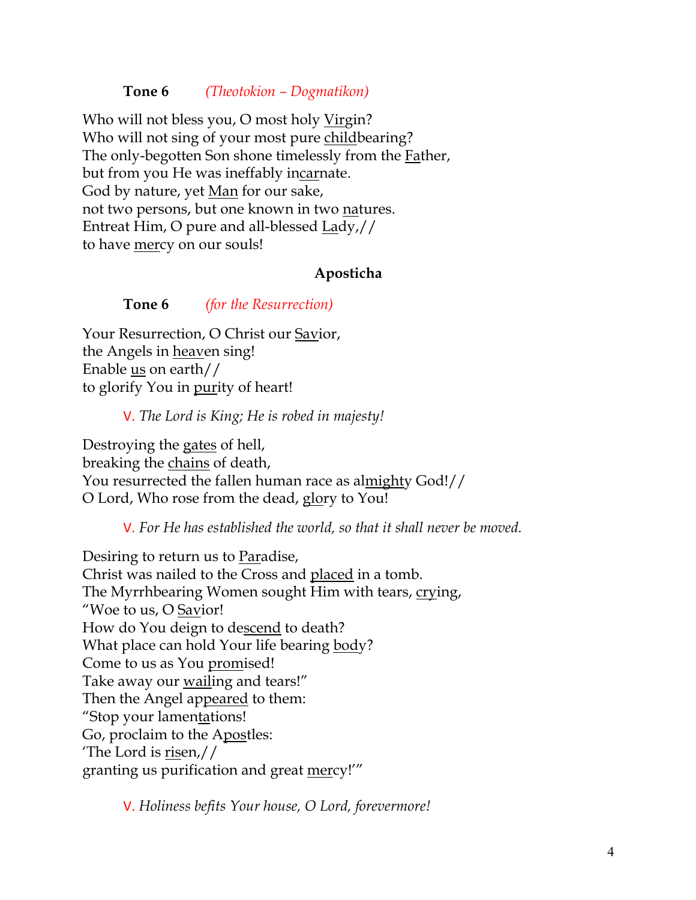**Tone 6** *(Theotokion – Dogmatikon)*

Who will not bless you, O most holy Virgin?
Who will not sing of your most pure childbearing?
The only-begotten Son shone timelessly from the Father,
but from you He was ineffably incarnate.
God by nature, yet Man for our sake,
not two persons, but one known in two natures.
Entreat Him, O pure and all-blessed Lady,//
to have mercy on our souls!

### Aposticha

**Tone 6** *(for the Resurrection)*

Your Resurrection, O Christ our Savior,
the Angels in heaven sing!
Enable us on earth//
to glorify You in purity of heart!

V. *The Lord is King; He is robed in majesty!*

Destroying the gates of hell,
breaking the chains of death,
You resurrected the fallen human race as almighty God!//
O Lord, Who rose from the dead, glory to You!

V. *For He has established the world, so that it shall never be moved.*

Desiring to return us to Paradise,
Christ was nailed to the Cross and placed in a tomb.
The Myrrhbearing Women sought Him with tears, crying,
"Woe to us, O Savior!
How do You deign to descend to death?
What place can hold Your life bearing body?
Come to us as You promised!
Take away our wailing and tears!"
Then the Angel appeared to them:
"Stop your lamentations!
Go, proclaim to the Apostles:
'The Lord is risen,//
granting us purification and great mercy!'"

V. *Holiness befits Your house, O Lord, forevermore!*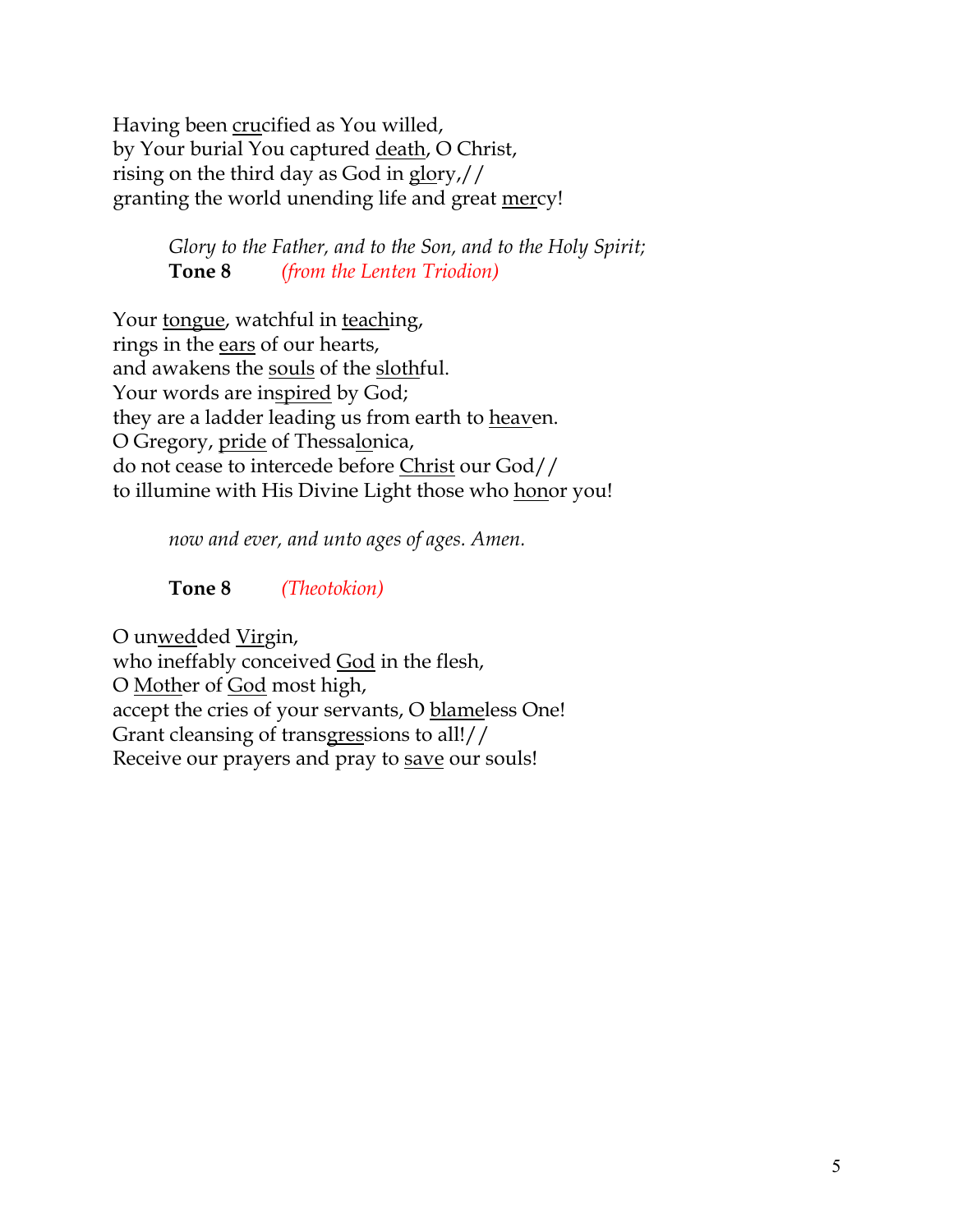Having been crucified as You willed,
by Your burial You captured death, O Christ,
rising on the third day as God in glory,//
granting the world unending life and great mercy!

*Glory to the Father, and to the Son, and to the Holy Spirit;*
**Tone 8** *(from the Lenten Triodion)*

Your tongue, watchful in teaching,
rings in the ears of our hearts,
and awakens the souls of the slothful.
Your words are inspired by God;
they are a ladder leading us from earth to heaven.
O Gregory, pride of Thessalonica,
do not cease to intercede before Christ our God//
to illumine with His Divine Light those who honor you!

*now and ever, and unto ages of ages. Amen.*

**Tone 8** *(Theotokion)*

O unwedded Virgin,
who ineffably conceived God in the flesh,
O Mother of God most high,
accept the cries of your servants, O blameless One!
Grant cleansing of transgressions to all!//
Receive our prayers and pray to save our souls!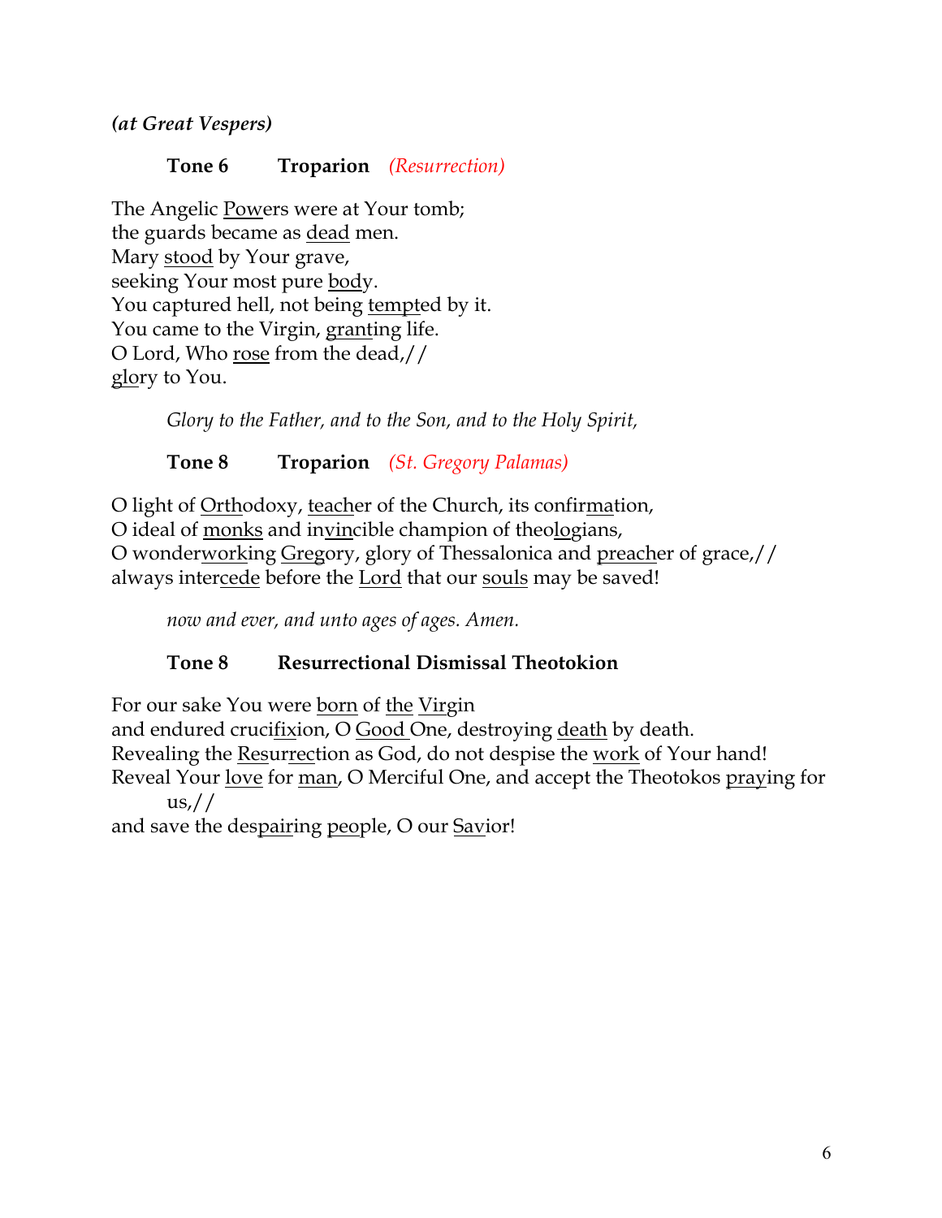***(at Great Vespers)***

**Tone 6  Troparion** *(Resurrection)*

The Angelic Powers were at Your tomb;
the guards became as dead men.
Mary stood by Your grave,
seeking Your most pure body.
You captured hell, not being tempted by it.
You came to the Virgin, granting life.
O Lord, Who rose from the dead,//
glory to You.

*Glory to the Father, and to the Son, and to the Holy Spirit,*

**Tone 8  Troparion** *(St. Gregory Palamas)*

O light of Orthodoxy, teacher of the Church, its confirmation,
O ideal of monks and invincible champion of theologians,
O wonderworking Gregory, glory of Thessalonica and preacher of grace,//
always intercede before the Lord that our souls may be saved!

*now and ever, and unto ages of ages. Amen.*

**Tone 8  Resurrectional Dismissal Theotokion**

For our sake You were born of the Virgin
and endured crucifixion, O Good One, destroying death by death.
Revealing the Resurrection as God, do not despise the work of Your hand!
Reveal Your love for man, O Merciful One, and accept the Theotokos praying for us,//
and save the despairing people, O our Savior!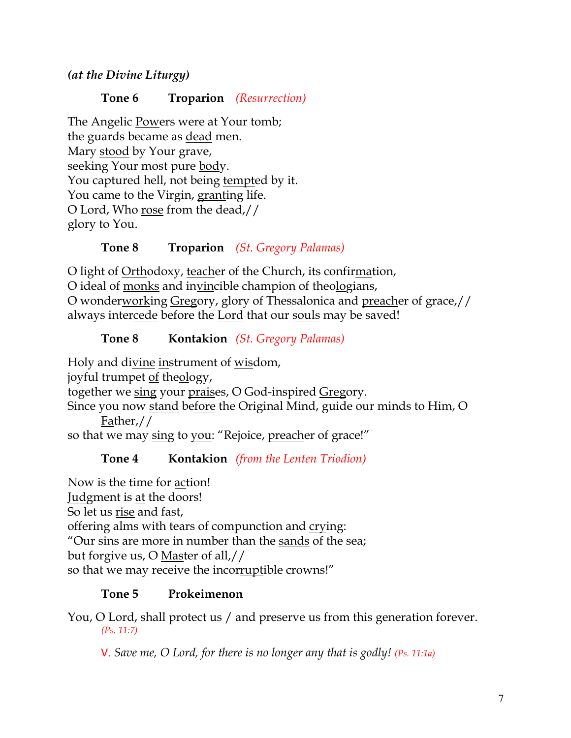***(at the Divine Liturgy)***

**Tone 6 Troparion** *(Resurrection)*

The Angelic <u>Pow</u>ers were at Your tomb;
the guards became as <u>dead</u> men.
Mary <u>stood</u> by Your grave,
seeking Your most pure <u>bod</u>y.
You captured hell, not being <u>tempt</u>ed by it.
You came to the Virgin, <u>grant</u>ing life.
O Lord, Who <u>rose</u> from the dead,//
<u>glo</u>ry to You.

**Tone 8 Troparion** *(St. Gregory Palamas)*

O light of <u>Orth</u>odoxy, <u>teach</u>er of the Church, its confir<u>ma</u>tion,
O ideal of <u>monks</u> and in<u>vin</u>cible champion of theo<u>lo</u>gians,
O wonder<u>work</u>ing <u>Greg</u>ory, glory of Thessalonica and <u>preach</u>er of grace,//
always inter<u>cede</u> before the <u>Lord</u> that our <u>souls</u> may be saved!

**Tone 8 Kontakion** *(St. Gregory Palamas)*

Holy and di<u>vine</u> <u>in</u>strument of <u>wis</u>dom,
joyful trumpet <u>of</u> the<u>ol</u>ogy,
together we <u>sing</u> your <u>prais</u>es, O God-inspired <u>Greg</u>ory.
Since you now <u>stand</u> be<u>fore</u> the Original Mind, guide our minds to Him, O <u>Fa</u>ther,//
so that we may <u>sing</u> to <u>you</u>: "Rejoice, <u>preach</u>er of grace!"

**Tone 4 Kontakion** *(from the Lenten Triodion)*

Now is the time for <u>ac</u>tion!
<u>Judg</u>ment is <u>at</u> the doors!
So let us <u>rise</u> and fast,
offering alms with tears of compunction and <u>cry</u>ing:
"Our sins are more in number than the <u>sands</u> of the sea;
but forgive us, O <u>Mas</u>ter of all,//
so that we may receive the incor<u>rupt</u>ible crowns!"

**Tone 5 Prokeimenon**

You, O Lord, shall protect us / and preserve us from this generation forever. *(Ps. 11:7)*

V. *Save me, O Lord, for there is no longer any that is godly!* *(Ps. 11:1a)*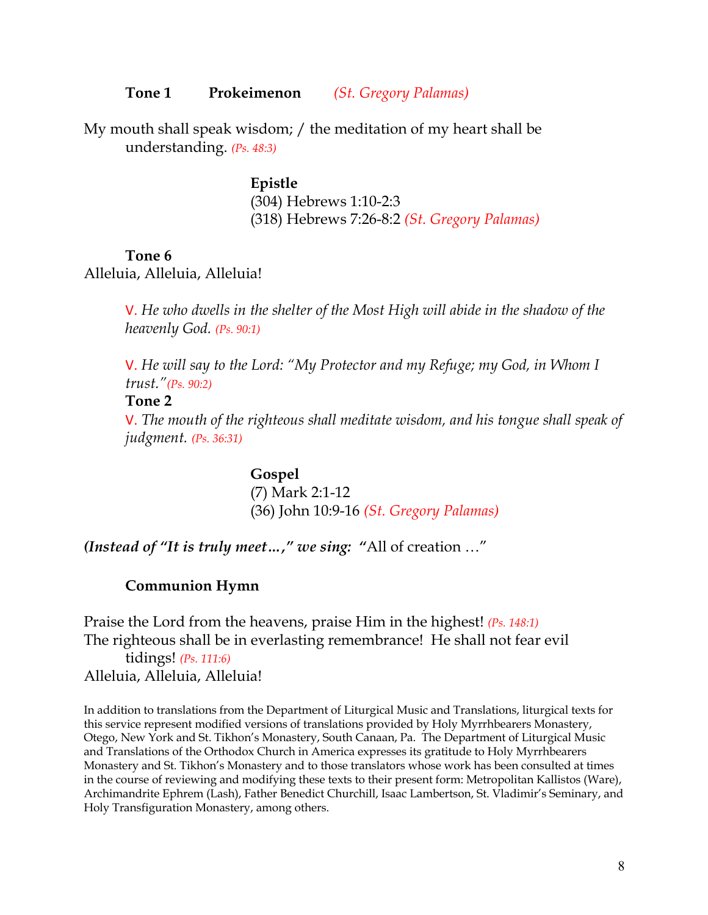**Tone 1 Prokeimenon** *(St. Gregory Palamas)*

My mouth shall speak wisdom; / the meditation of my heart shall be understanding. *(Ps. 48:3)*

**Epistle**
(304) Hebrews 1:10-2:3
(318) Hebrews 7:26-8:2 *(St. Gregory Palamas)*

**Tone 6**
Alleluia, Alleluia, Alleluia!

V. *He who dwells in the shelter of the Most High will abide in the shadow of the heavenly God.* *(Ps. 90:1)*

V. *He will say to the Lord: "My Protector and my Refuge; my God, in Whom I trust."* *(Ps. 90:2)*

**Tone 2**
V. *The mouth of the righteous shall meditate wisdom, and his tongue shall speak of judgment.* *(Ps. 36:31)*

**Gospel**
(7) Mark 2:1-12
(36) John 10:9-16 *(St. Gregory Palamas)*

***(Instead of "It is truly meet…," we sing:*** "All of creation …"

**Communion Hymn**

Praise the Lord from the heavens, praise Him in the highest! *(Ps. 148:1)*
The righteous shall be in everlasting remembrance! He shall not fear evil tidings! *(Ps. 111:6)*
Alleluia, Alleluia, Alleluia!

In addition to translations from the Department of Liturgical Music and Translations, liturgical texts for this service represent modified versions of translations provided by Holy Myrrhbearers Monastery, Otego, New York and St. Tikhon's Monastery, South Canaan, Pa. The Department of Liturgical Music and Translations of the Orthodox Church in America expresses its gratitude to Holy Myrrhbearers Monastery and St. Tikhon's Monastery and to those translators whose work has been consulted at times in the course of reviewing and modifying these texts to their present form: Metropolitan Kallistos (Ware), Archimandrite Ephrem (Lash), Father Benedict Churchill, Isaac Lambertson, St. Vladimir's Seminary, and Holy Transfiguration Monastery, among others.